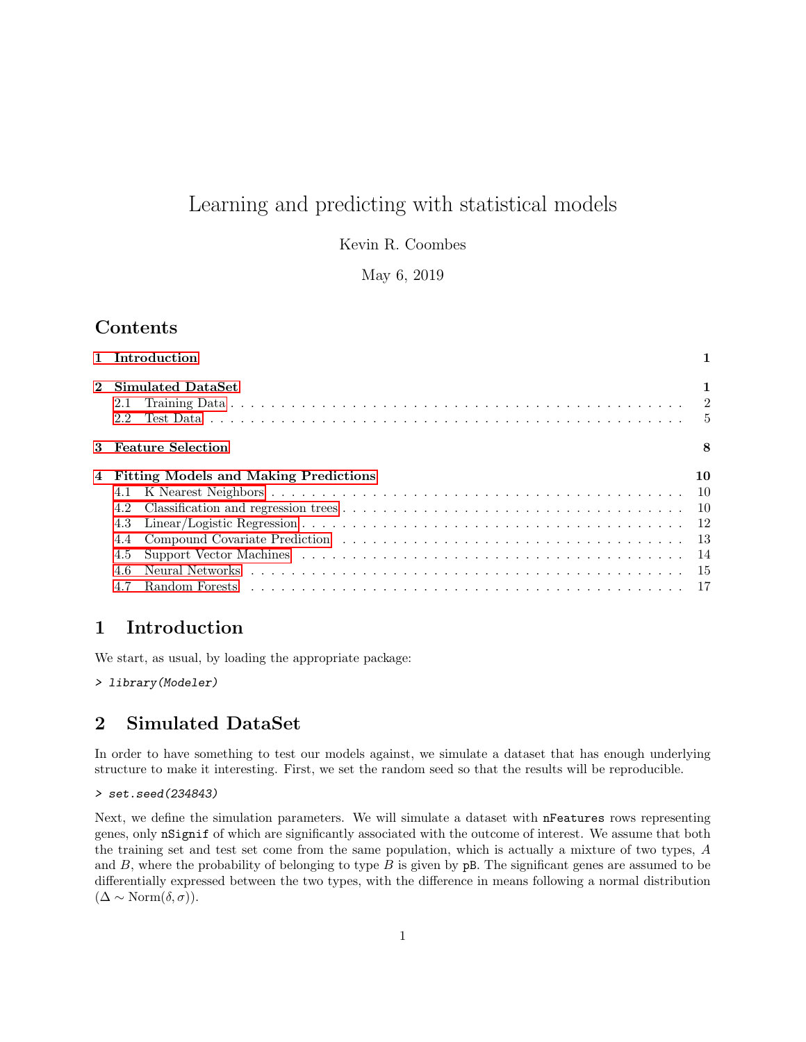# Learning and predicting with statistical models

Kevin R. Coombes

May 6, 2019

## Contents

- 1 Introduction — 1
- 2 Simulated DataSet — 1
  - 2.1 Training Data — 2
  - 2.2 Test Data — 5
- 3 Feature Selection — 8
- 4 Fitting Models and Making Predictions — 10
  - 4.1 K Nearest Neighbors — 10
  - 4.2 Classification and regression trees — 10
  - 4.3 Linear/Logistic Regression — 12
  - 4.4 Compound Covariate Prediction — 13
  - 4.5 Support Vector Machines — 14
  - 4.6 Neural Networks — 15
  - 4.7 Random Forests — 17

## 1 Introduction

We start, as usual, by loading the appropriate package:

```
> library(Modeler)
```

## 2 Simulated DataSet

In order to have something to test our models against, we simulate a dataset that has enough underlying structure to make it interesting. First, we set the random seed so that the results will be reproducible.

```
> set.seed(234843)
```

Next, we define the simulation parameters. We will simulate a dataset with `nFeatures` rows representing genes, only `nSignif` of which are significantly associated with the outcome of interest. We assume that both the training set and test set come from the same population, which is actually a mixture of two types, $A$ and $B$, where the probability of belonging to type $B$ is given by `pB`. The significant genes are assumed to be differentially expressed between the two types, with the difference in means following a normal distribution ($\Delta \sim \text{Norm}(\delta, \sigma)$).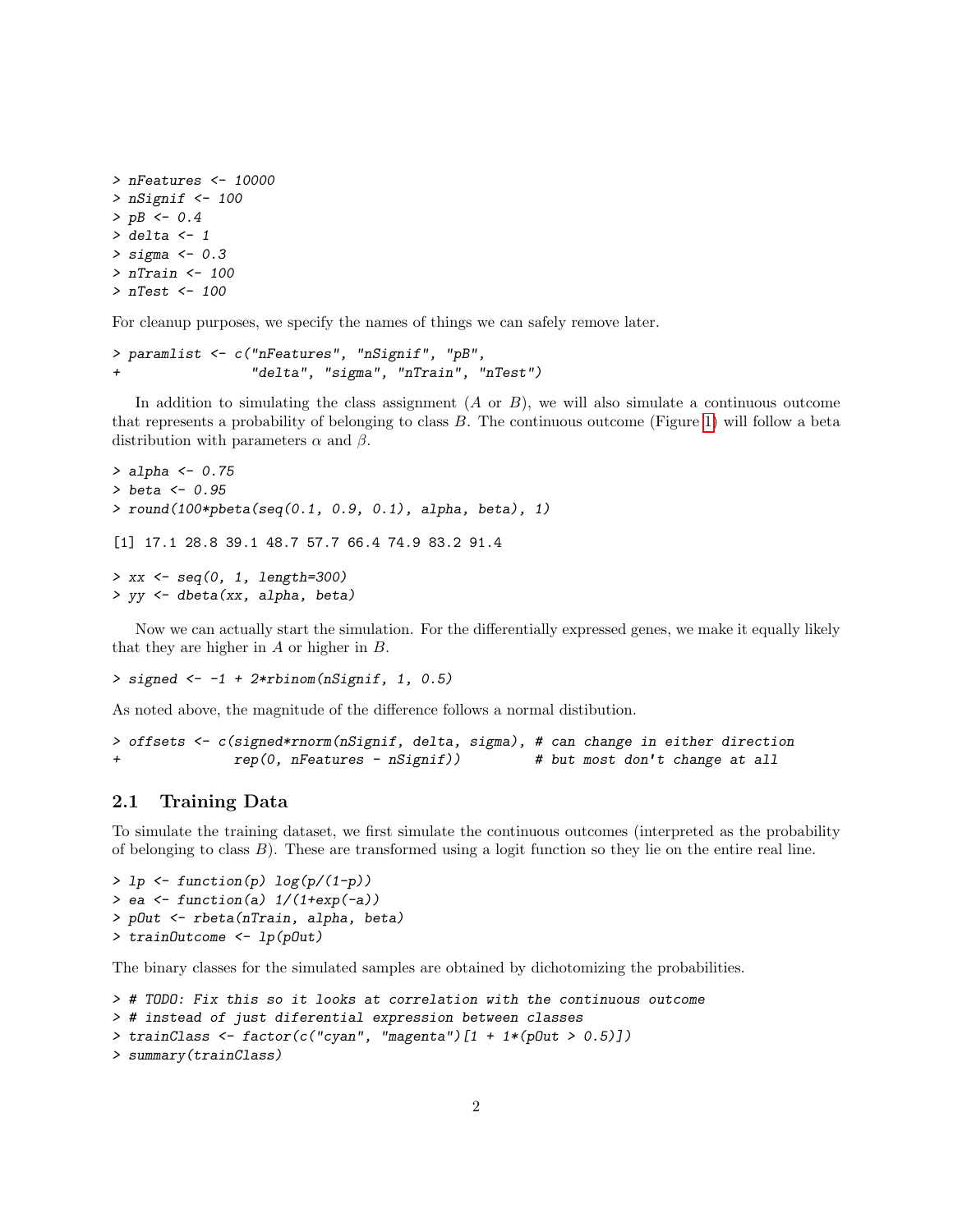```
> nFeatures <- 10000
> nSignif <- 100
> pB <- 0.4
> delta <- 1
> sigma <- 0.3
> nTrain <- 100
> nTest <- 100
```

For cleanup purposes, we specify the names of things we can safely remove later.

```
> paramlist <- c("nFeatures", "nSignif", "pB",
+                "delta", "sigma", "nTrain", "nTest")
```

In addition to simulating the class assignment ($A$ or $B$), we will also simulate a continuous outcome that represents a probability of belonging to class $B$. The continuous outcome (Figure 1) will follow a beta distribution with parameters $\alpha$ and $\beta$.

```
> alpha <- 0.75
> beta <- 0.95
> round(100*pbeta(seq(0.1, 0.9, 0.1), alpha, beta), 1)

[1] 17.1 28.8 39.1 48.7 57.7 66.4 74.9 83.2 91.4

> xx <- seq(0, 1, length=300)
> yy <- dbeta(xx, alpha, beta)
```

Now we can actually start the simulation. For the differentially expressed genes, we make it equally likely that they are higher in $A$ or higher in $B$.

```
> signed <- -1 + 2*rbinom(nSignif, 1, 0.5)
```

As noted above, the magnitude of the difference follows a normal distibution.

```
> offsets <- c(signed*rnorm(nSignif, delta, sigma), # can change in either direction
+              rep(0, nFeatures - nSignif))         # but most don't change at all
```

## 2.1 Training Data

To simulate the training dataset, we first simulate the continuous outcomes (interpreted as the probability of belonging to class $B$). These are transformed using a logit function so they lie on the entire real line.

```
> lp <- function(p) log(p/(1-p))
> ea <- function(a) 1/(1+exp(-a))
> pOut <- rbeta(nTrain, alpha, beta)
> trainOutcome <- lp(pOut)
```

The binary classes for the simulated samples are obtained by dichotomizing the probabilities.

```
> # TODO: Fix this so it looks at correlation with the continuous outcome
> # instead of just diferential expression between classes
> trainClass <- factor(c("cyan", "magenta")[1 + 1*(pOut > 0.5)])
> summary(trainClass)
```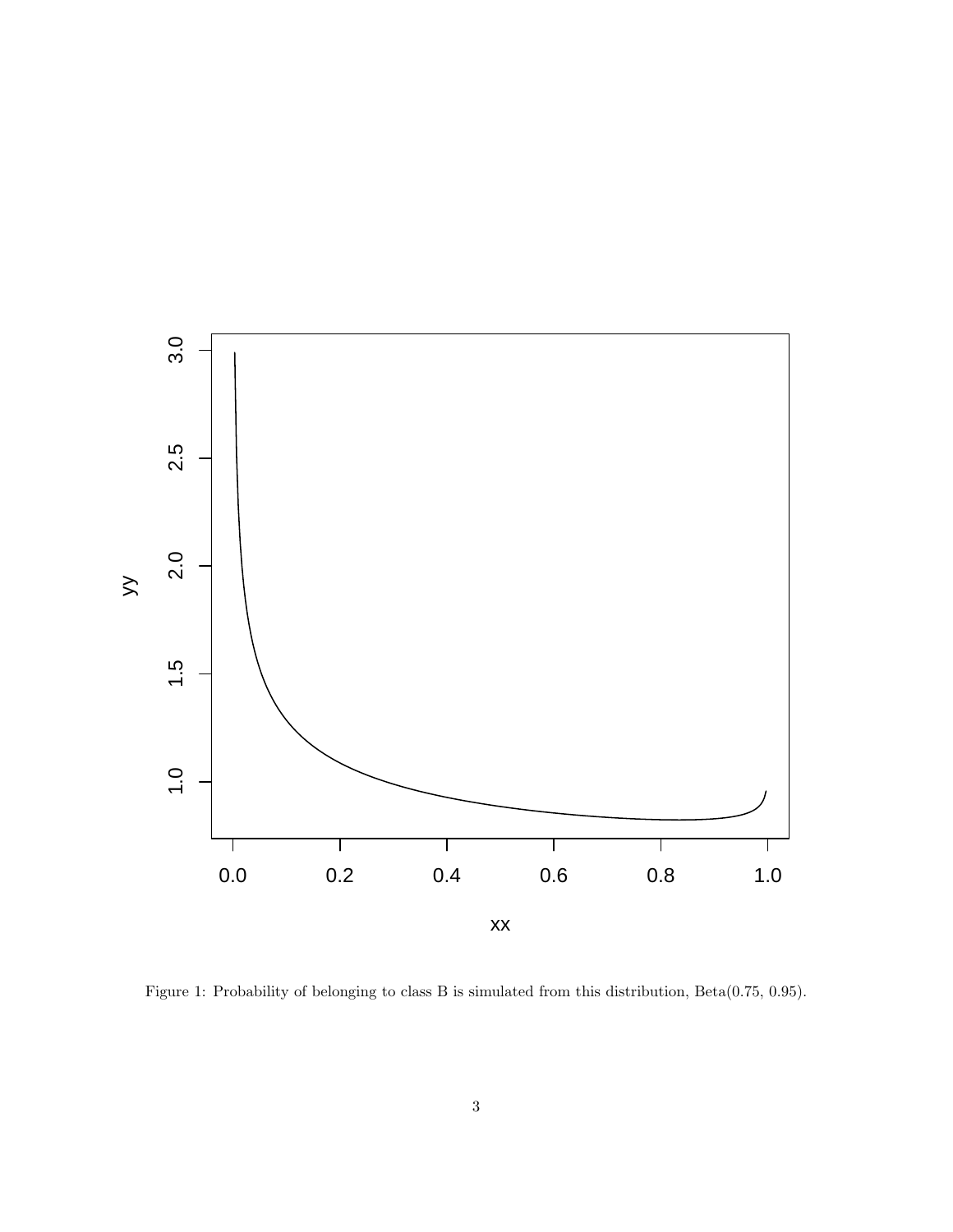Figure 1: Probability of belonging to class B is simulated from this distribution, Beta(0.75, 0.95).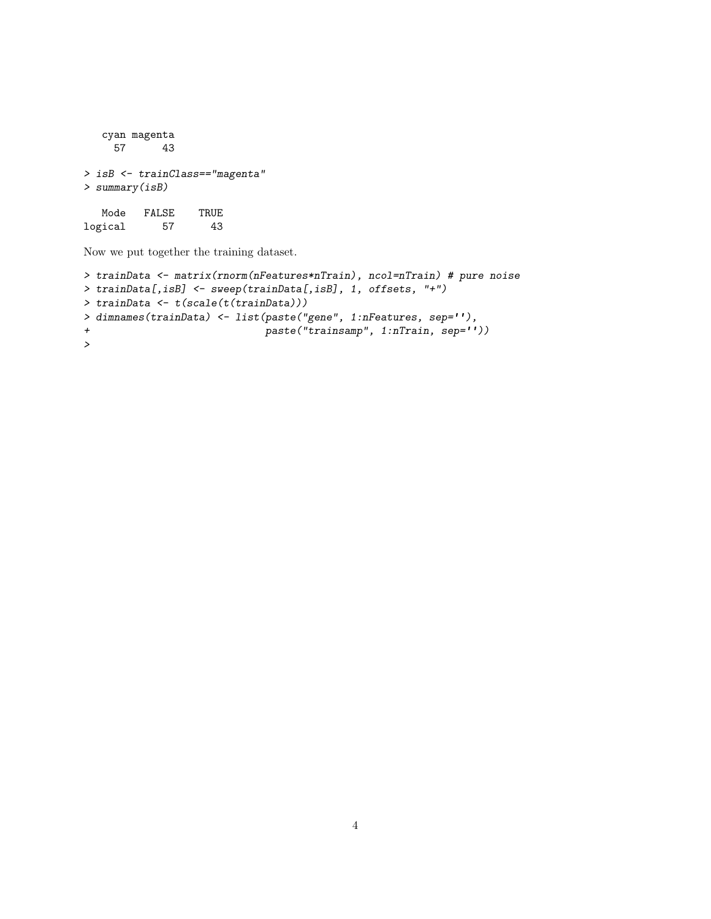```
   cyan magenta
     57      43
```

```
> isB <- trainClass=="magenta"
> summary(isB)
```

```
   Mode   FALSE    TRUE
logical      57      43
```

Now we put together the training dataset.

```
> trainData <- matrix(rnorm(nFeatures*nTrain), ncol=nTrain) # pure noise
> trainData[,isB] <- sweep(trainData[,isB], 1, offsets, "+")
> trainData <- t(scale(t(trainData)))
> dimnames(trainData) <- list(paste("gene", 1:nFeatures, sep=''),
+                             paste("trainsamp", 1:nTrain, sep=''))
>
```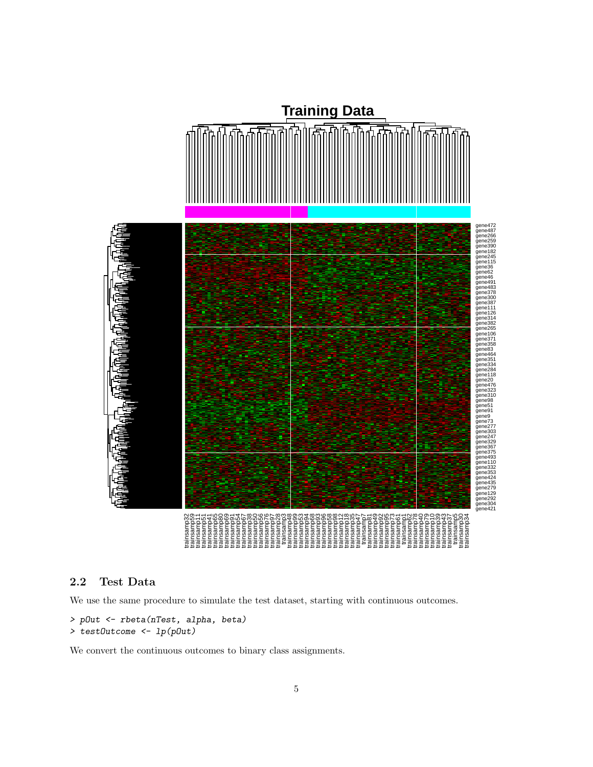## 2.2 Test Data

We use the same procedure to simulate the test dataset, starting with continuous outcomes.

```
> pOut <- rbeta(nTest, alpha, beta)
> testOutcome <- lp(pOut)
```

We convert the continuous outcomes to binary class assignments.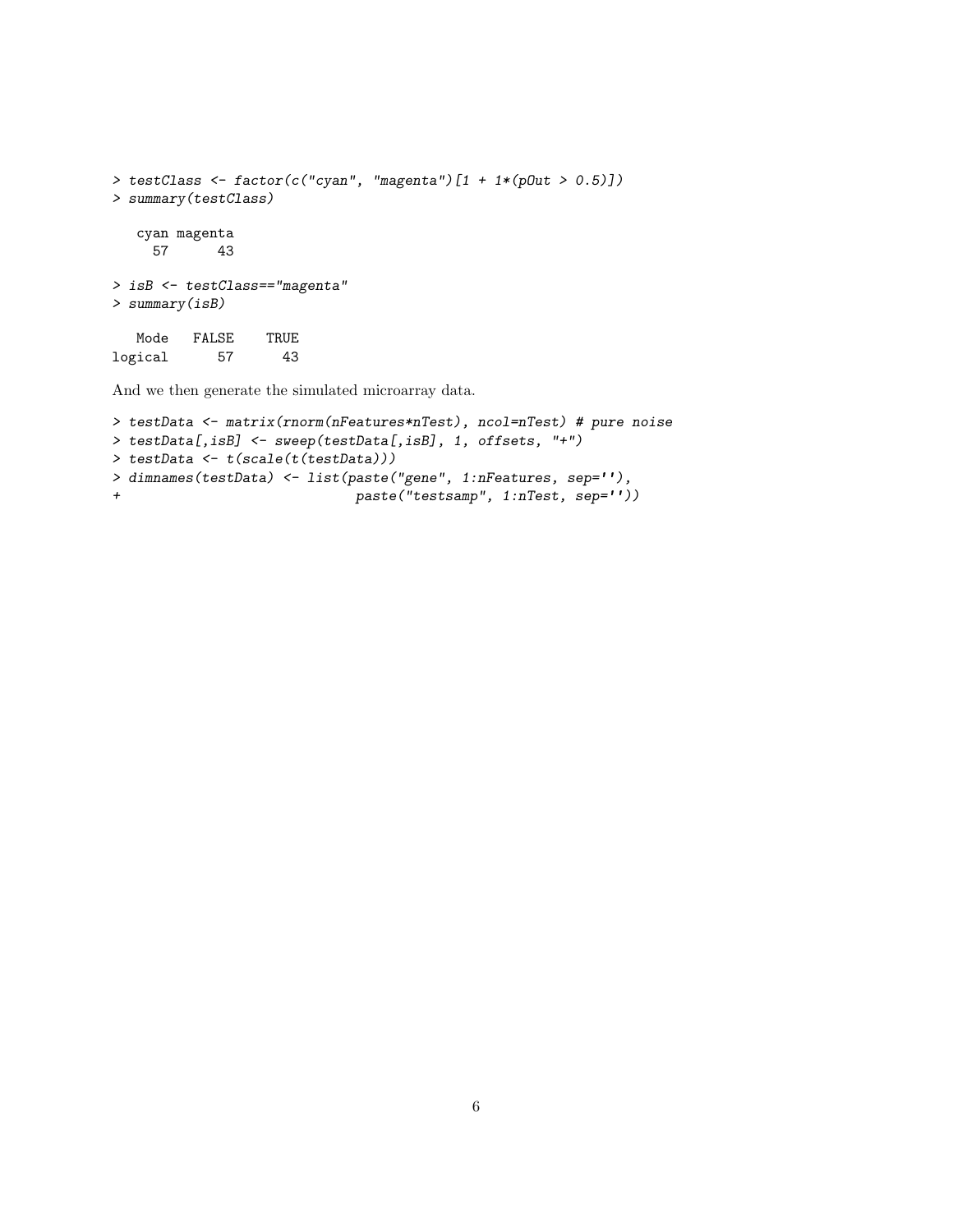```
> testClass <- factor(c("cyan", "magenta")[1 + 1*(pOut > 0.5)])
> summary(testClass)

   cyan magenta 
     57      43 

> isB <- testClass=="magenta"
> summary(isB)

   Mode   FALSE    TRUE 
logical      57      43 
```

And we then generate the simulated microarray data.

```
> testData <- matrix(rnorm(nFeatures*nTest), ncol=nTest) # pure noise
> testData[,isB] <- sweep(testData[,isB], 1, offsets, "+")
> testData <- t(scale(t(testData)))
> dimnames(testData) <- list(paste("gene", 1:nFeatures, sep=''),
+                            paste("testsamp", 1:nTest, sep=''))
```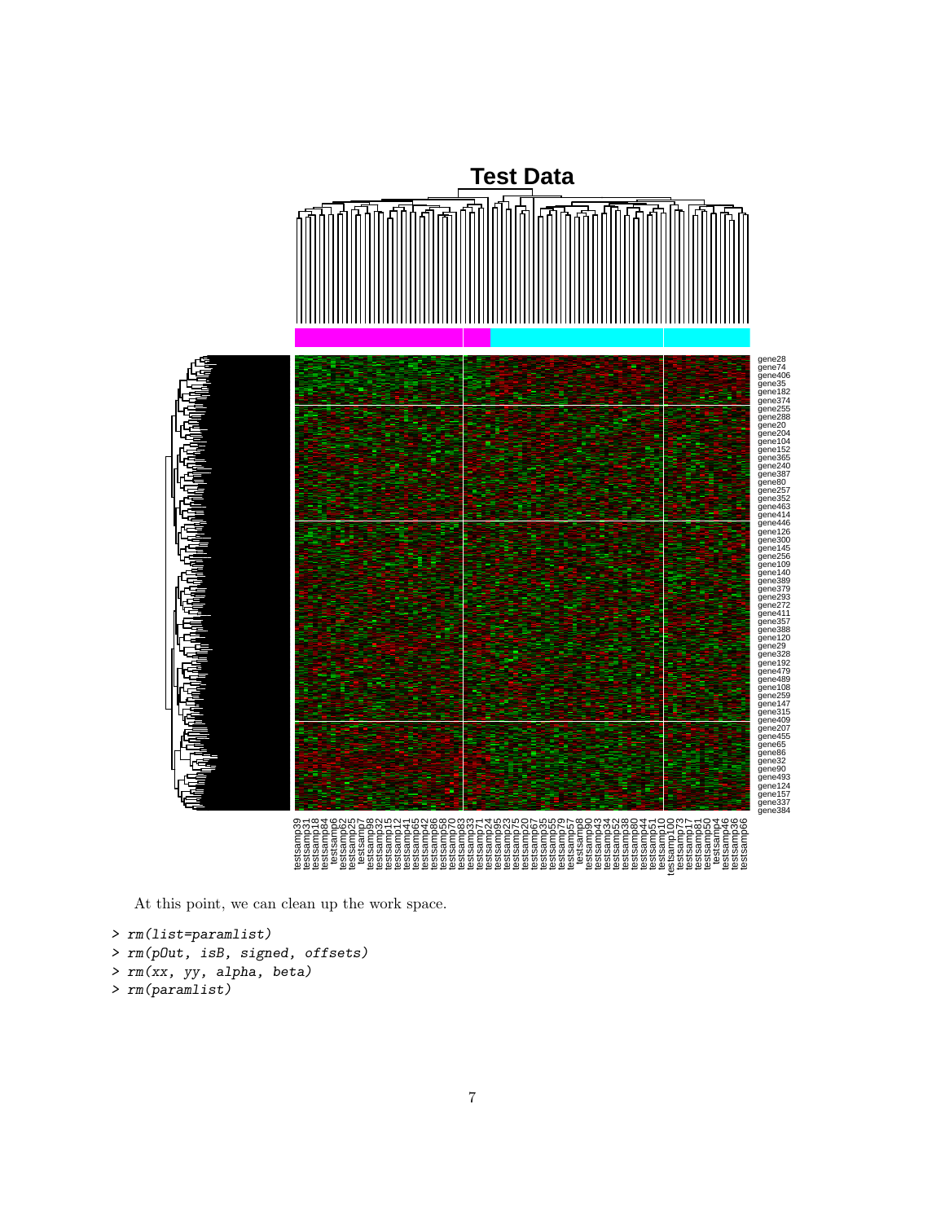At this point, we can clean up the work space.

```
> rm(list=paramlist)
> rm(pOut, isB, signed, offsets)
> rm(xx, yy, alpha, beta)
> rm(paramlist)
```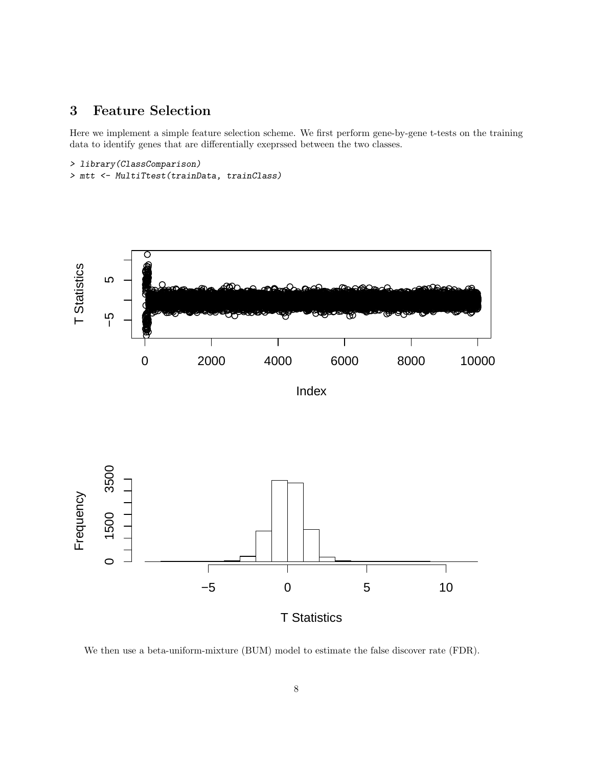## 3 Feature Selection

Here we implement a simple feature selection scheme. We first perform gene-by-gene t-tests on the training data to identify genes that are differentially exeprssed between the two classes.

```
> library(ClassComparison)
> mtt <- MultiTtest(trainData, trainClass)
```

We then use a beta-uniform-mixture (BUM) model to estimate the false discover rate (FDR).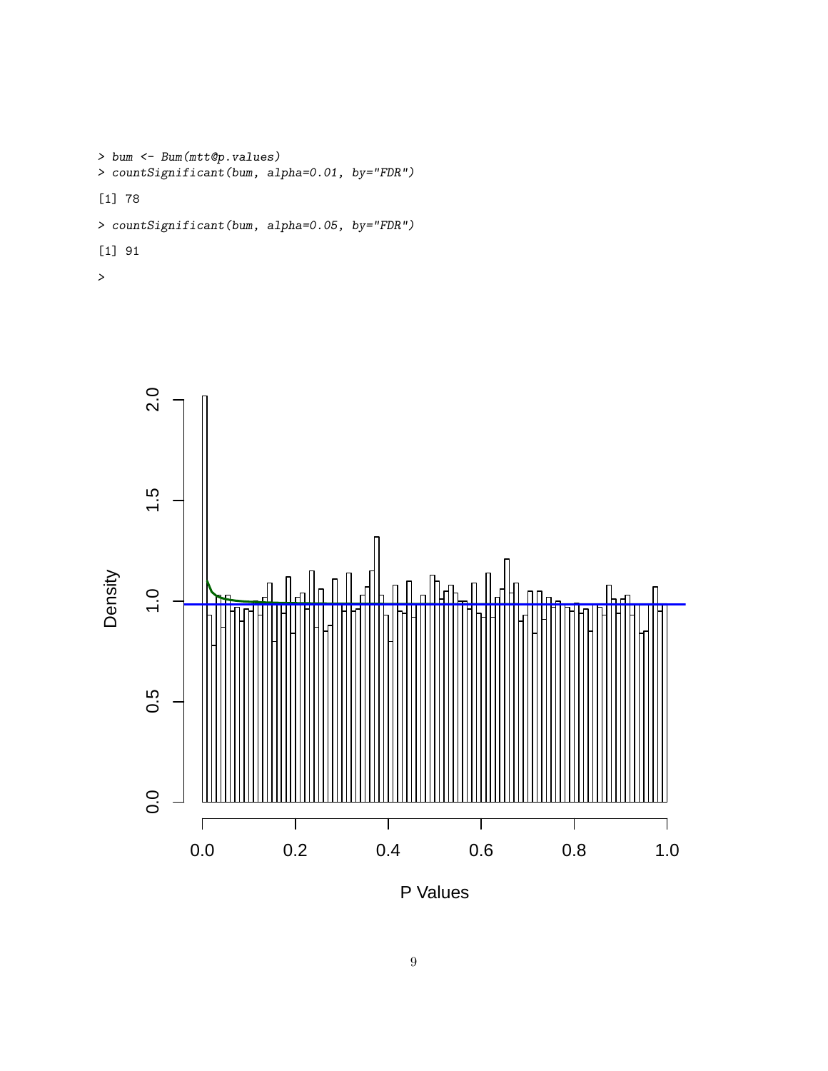```
> bum <- Bum(mtt@p.values)
> countSignificant(bum, alpha=0.01, by="FDR")
[1] 78
> countSignificant(bum, alpha=0.05, by="FDR")
[1] 91
>
```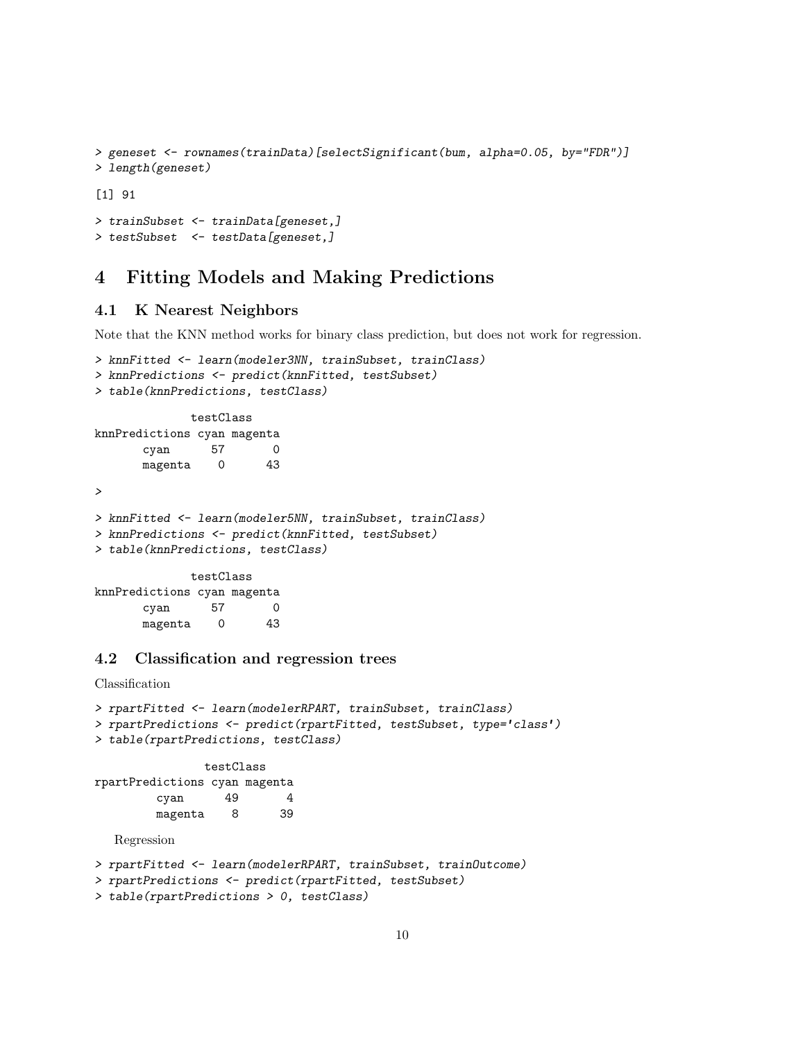```
> geneset <- rownames(trainData)[selectSignificant(bum, alpha=0.05, by="FDR")]
> length(geneset)

[1] 91

> trainSubset <- trainData[geneset,]
> testSubset  <- testData[geneset,]
```

# 4 Fitting Models and Making Predictions

## 4.1 K Nearest Neighbors

Note that the KNN method works for binary class prediction, but does not work for regression.

```
> knnFitted <- learn(modeler3NN, trainSubset, trainClass)
> knnPredictions <- predict(knnFitted, testSubset)
> table(knnPredictions, testClass)

              testClass
knnPredictions cyan magenta
       cyan      57       0
       magenta    0      43

>

> knnFitted <- learn(modeler5NN, trainSubset, trainClass)
> knnPredictions <- predict(knnFitted, testSubset)
> table(knnPredictions, testClass)

              testClass
knnPredictions cyan magenta
       cyan      57       0
       magenta    0      43
```

## 4.2 Classification and regression trees

Classification

```
> rpartFitted <- learn(modelerRPART, trainSubset, trainClass)
> rpartPredictions <- predict(rpartFitted, testSubset, type='class')
> table(rpartPredictions, testClass)

                testClass
rpartPredictions cyan magenta
         cyan      49       4
         magenta    8      39
```

Regression

```
> rpartFitted <- learn(modelerRPART, trainSubset, trainOutcome)
> rpartPredictions <- predict(rpartFitted, testSubset)
> table(rpartPredictions > 0, testClass)
```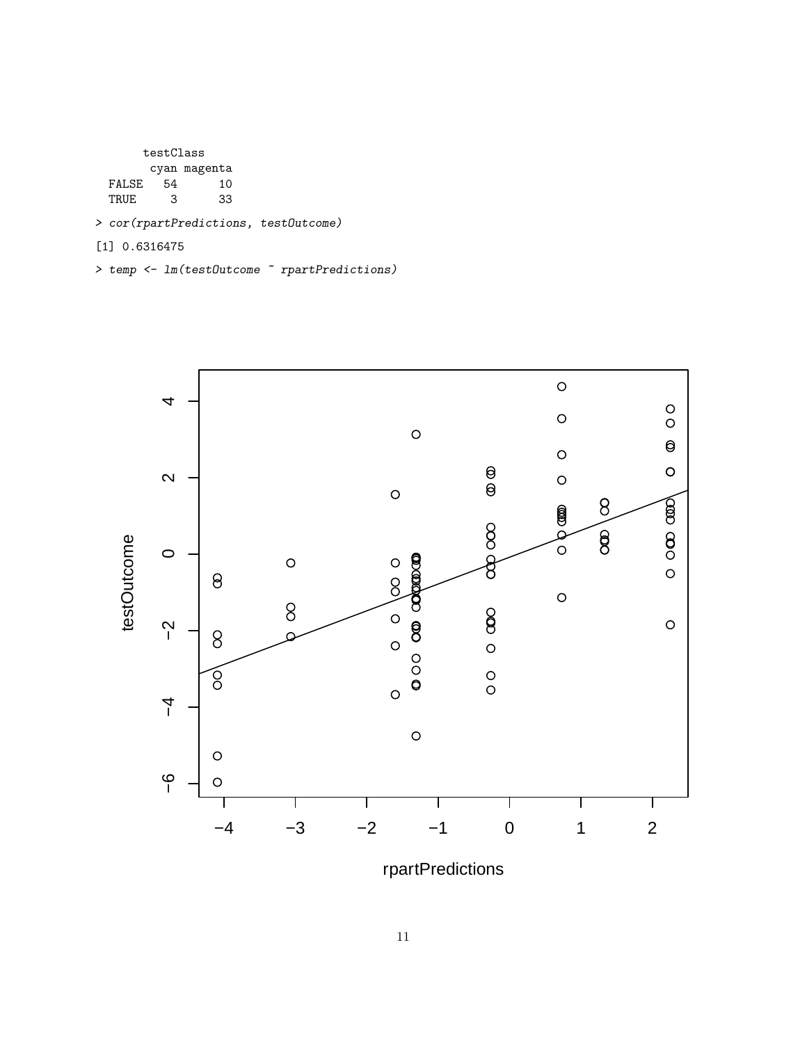```
       testClass
        cyan magenta
  FALSE   54      10
  TRUE     3      33
```

```
> cor(rpartPredictions, testOutcome)
```

```
[1] 0.6316475
```

```
> temp <- lm(testOutcome ~ rpartPredictions)
```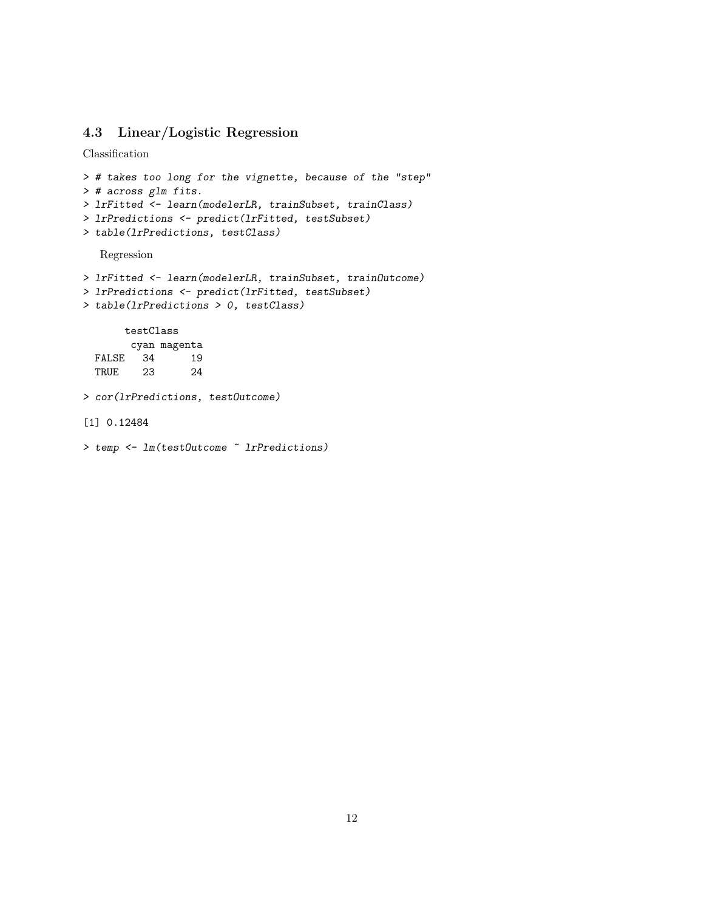### 4.3 Linear/Logistic Regression

Classification

```
> # takes too long for the vignette, because of the "step"
> # across glm fits.
> lrFitted <- learn(modelerLR, trainSubset, trainClass)
> lrPredictions <- predict(lrFitted, testSubset)
> table(lrPredictions, testClass)
```

Regression

```
> lrFitted <- learn(modelerLR, trainSubset, trainOutcome)
> lrPredictions <- predict(lrFitted, testSubset)
> table(lrPredictions > 0, testClass)

       testClass
        cyan magenta
  FALSE   34      19
  TRUE    23      24

> cor(lrPredictions, testOutcome)

[1] 0.12484

> temp <- lm(testOutcome ~ lrPredictions)
```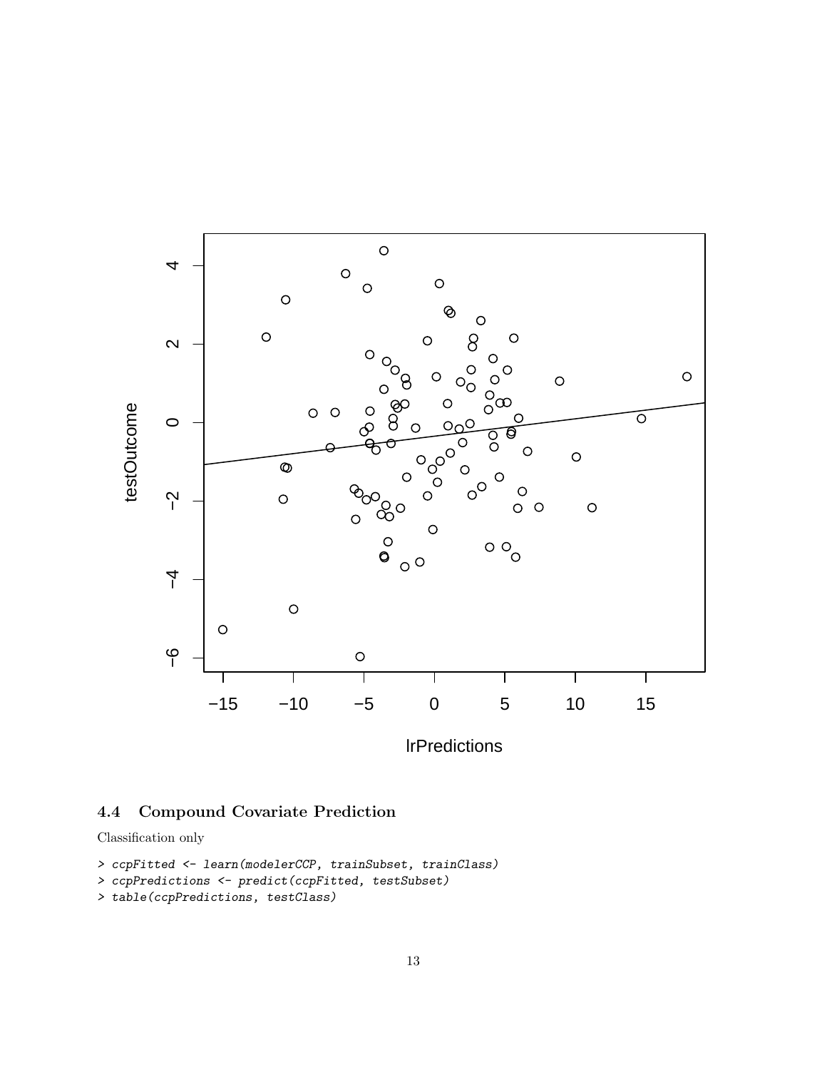### 4.4 Compound Covariate Prediction

Classification only

```
> ccpFitted <- learn(modelerCCP, trainSubset, trainClass)
> ccpPredictions <- predict(ccpFitted, testSubset)
> table(ccpPredictions, testClass)
```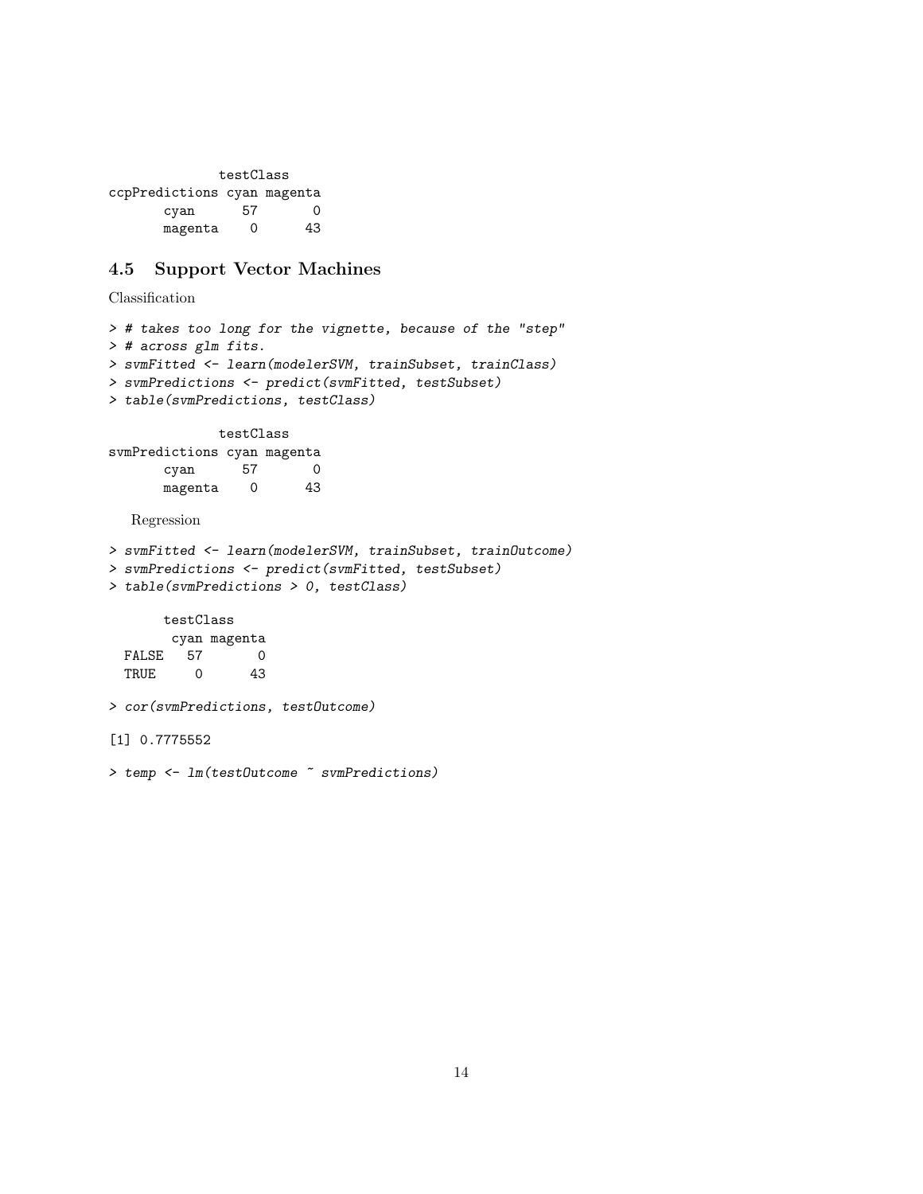```
             testClass
ccpPredictions cyan magenta
       cyan      57       0
       magenta    0      43
```

### 4.5 Support Vector Machines

Classification

```
> # takes too long for the vignette, because of the "step"
> # across glm fits.
> svmFitted <- learn(modelerSVM, trainSubset, trainClass)
> svmPredictions <- predict(svmFitted, testSubset)
> table(svmPredictions, testClass)
```

```
             testClass
svmPredictions cyan magenta
       cyan      57       0
       magenta    0      43
```

Regression

```
> svmFitted <- learn(modelerSVM, trainSubset, trainOutcome)
> svmPredictions <- predict(svmFitted, testSubset)
> table(svmPredictions > 0, testClass)
```

```
       testClass
        cyan magenta
  FALSE   57       0
  TRUE     0      43
```

```
> cor(svmPredictions, testOutcome)
```

```
[1] 0.7775552
```

```
> temp <- lm(testOutcome ~ svmPredictions)
```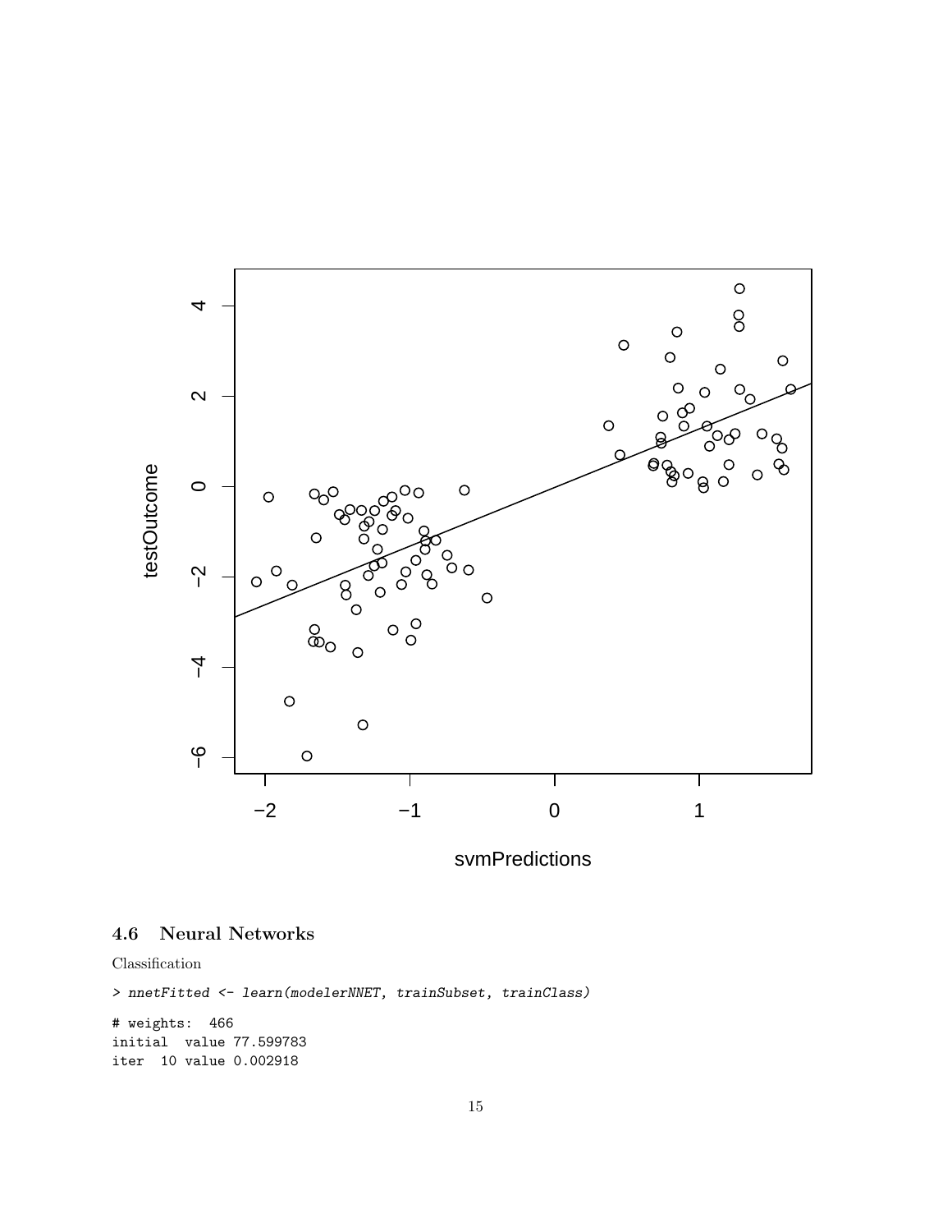## 4.6 Neural Networks

Classification

```
> nnetFitted <- learn(modelerNNET, trainSubset, trainClass)

# weights:  466
initial  value 77.599783
iter  10 value 0.002918
```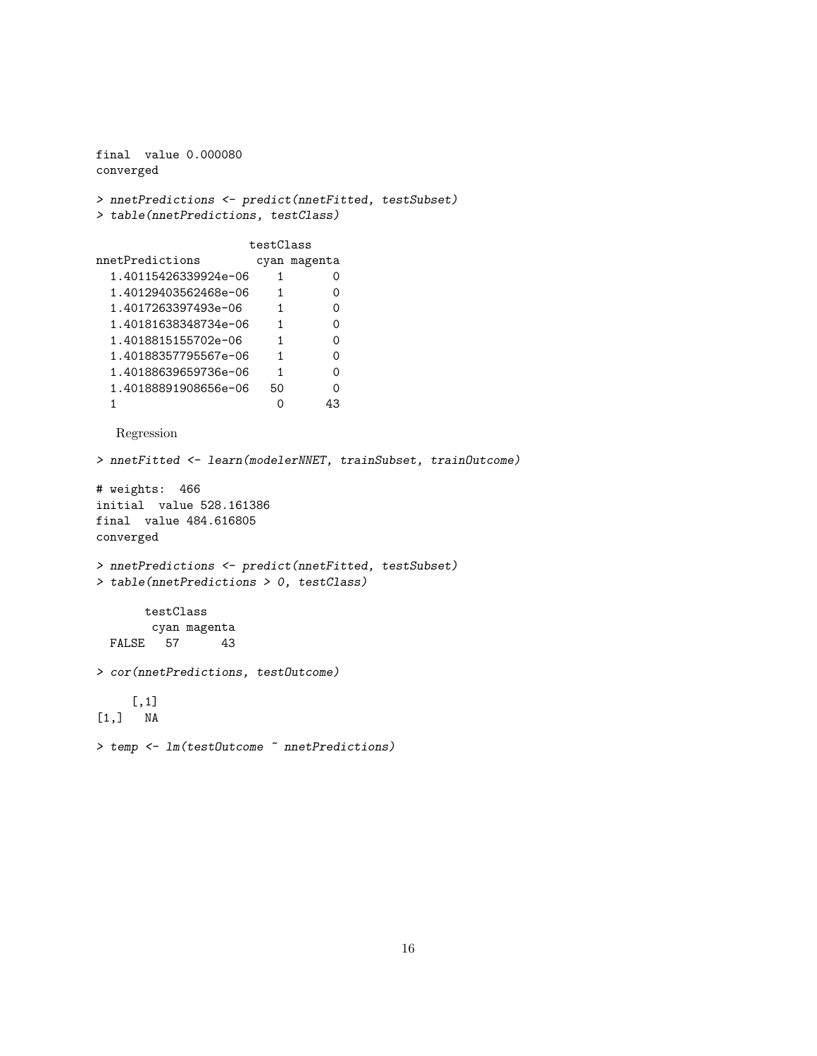```
final  value 0.000080
converged

> nnetPredictions <- predict(nnetFitted, testSubset)
> table(nnetPredictions, testClass)

                     testClass
nnetPredictions        cyan magenta
  1.40115426339924e-06    1       0
  1.40129403562468e-06    1       0
  1.4017263397493e-06     1       0
  1.40181638348734e-06    1       0
  1.4018815155702e-06     1       0
  1.40188357795567e-06    1       0
  1.40188639659736e-06    1       0
  1.40188891908656e-06   50       0
  1                       0      43
```

Regression

```
> nnetFitted <- learn(modelerNNET, trainSubset, trainOutcome)

# weights:  466
initial  value 528.161386
final  value 484.616805
converged

> nnetPredictions <- predict(nnetFitted, testSubset)
> table(nnetPredictions > 0, testClass)

       testClass
        cyan magenta
  FALSE   57      43

> cor(nnetPredictions, testOutcome)

     [,1]
[1,]   NA

> temp <- lm(testOutcome ~ nnetPredictions)
```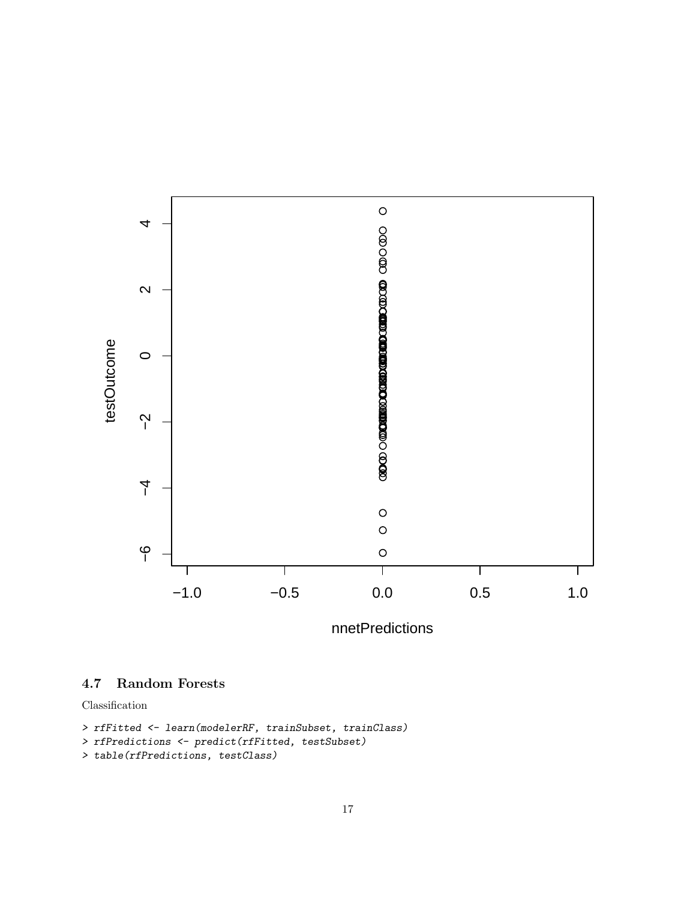## 4.7 Random Forests

Classification

```
> rfFitted <- learn(modelerRF, trainSubset, trainClass)
> rfPredictions <- predict(rfFitted, testSubset)
> table(rfPredictions, testClass)
```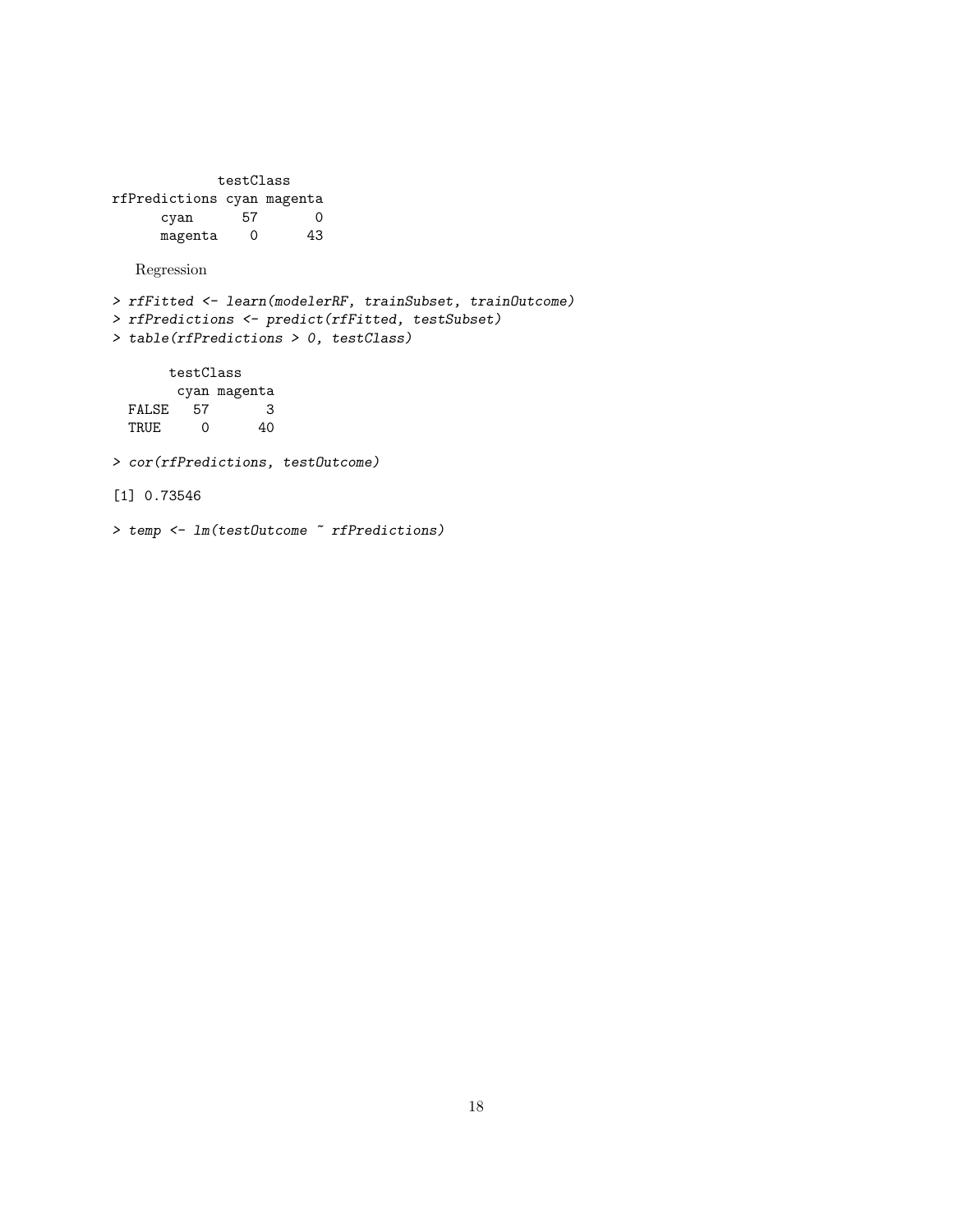```
             testClass
rfPredictions cyan magenta
      cyan      57       0
      magenta    0      43
```

Regression

```
> rfFitted <- learn(modelerRF, trainSubset, trainOutcome)
> rfPredictions <- predict(rfFitted, testSubset)
> table(rfPredictions > 0, testClass)
```

```
       testClass
        cyan magenta
  FALSE   57       3
  TRUE     0      40
```

```
> cor(rfPredictions, testOutcome)
```

```
[1] 0.73546
```

```
> temp <- lm(testOutcome ~ rfPredictions)
```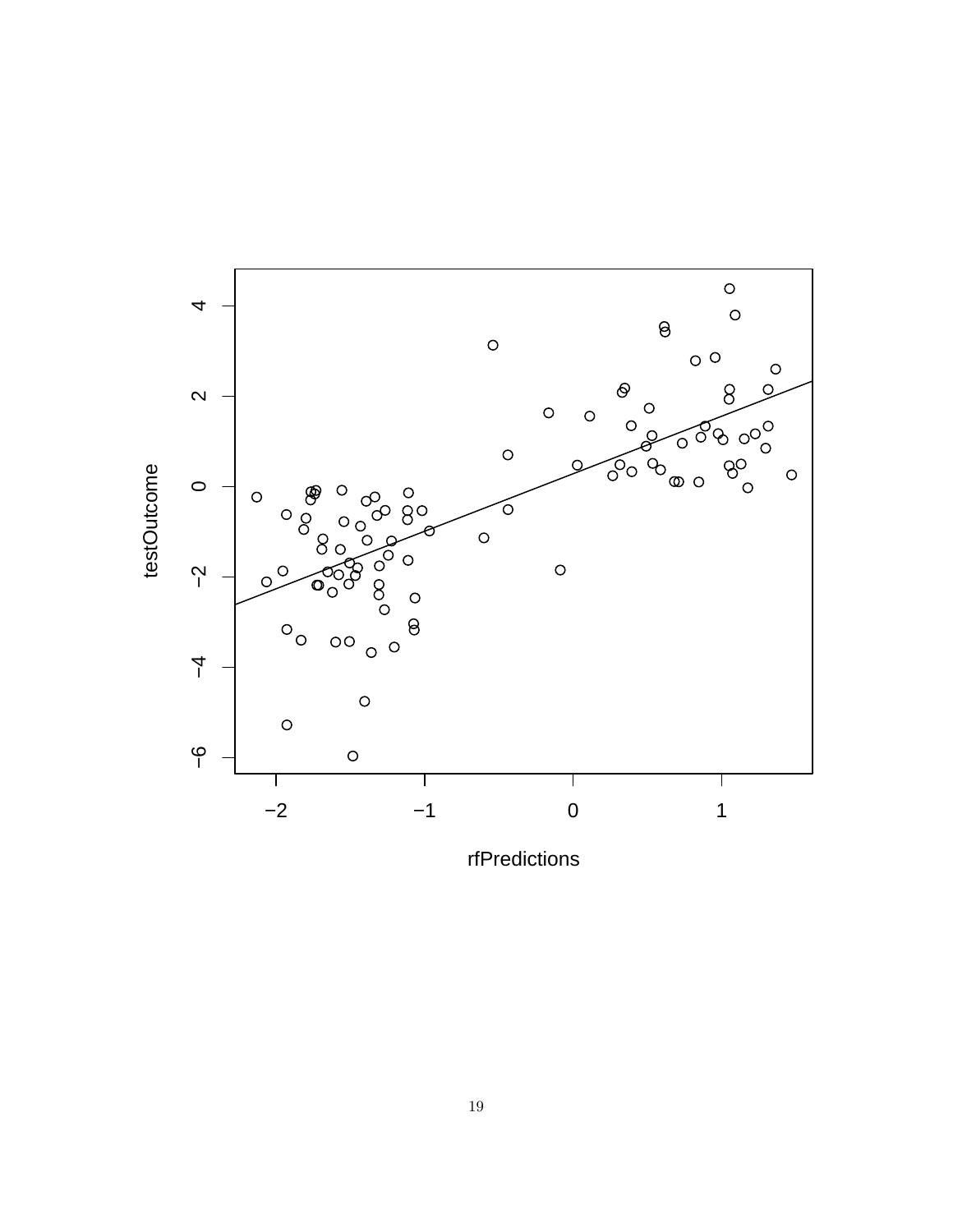testOutcome

4

2

0

−2

−4

−6

−2

−1

0

1

rfPredictions